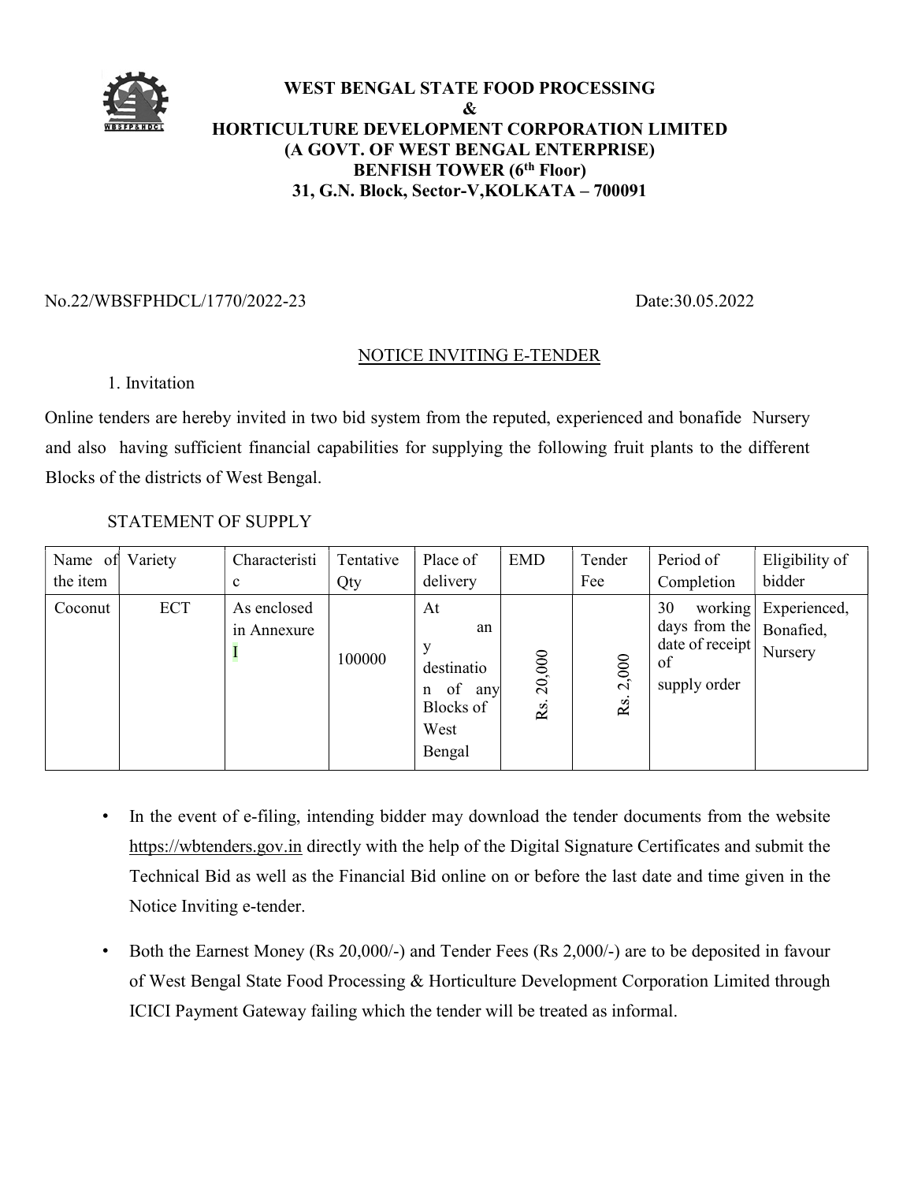**WEST BENGAL STATE FOOD PROCESSING**
**&**
**HORTICULTURE DEVELOPMENT CORPORATION LIMITED**
**(A GOVT. OF WEST BENGAL ENTERPRISE)**
**BENFISH TOWER (6th Floor)**
**31, G.N. Block, Sector-V,KOLKATA – 700091**

No.22/WBSFPHDCL/1770/2022-23 Date:30.05.2022

## NOTICE INVITING E-TENDER

1. Invitation

Online tenders are hereby invited in two bid system from the reputed, experienced and bonafide Nursery and also having sufficient financial capabilities for supplying the following fruit plants to the different Blocks of the districts of West Bengal.

STATEMENT OF SUPPLY

| Name of the item | Variety | Characteristic | Tentative Qty | Place of delivery | EMD | Tender Fee | Period of Completion | Eligibility of bidder |
|---|---|---|---|---|---|---|---|---|
| Coconut | ECT | As enclosed in Annexure I | 100000 | At any destination of any Blocks of West Bengal | Rs. 20,000 | Rs. 2,000 | 30 working days from the date of receipt of supply order | Experienced, Bonafied, Nursery |

- In the event of e-filing, intending bidder may download the tender documents from the website https://wbtenders.gov.in directly with the help of the Digital Signature Certificates and submit the Technical Bid as well as the Financial Bid online on or before the last date and time given in the Notice Inviting e-tender.
- Both the Earnest Money (Rs 20,000/-) and Tender Fees (Rs 2,000/-) are to be deposited in favour of West Bengal State Food Processing & Horticulture Development Corporation Limited through ICICI Payment Gateway failing which the tender will be treated as informal.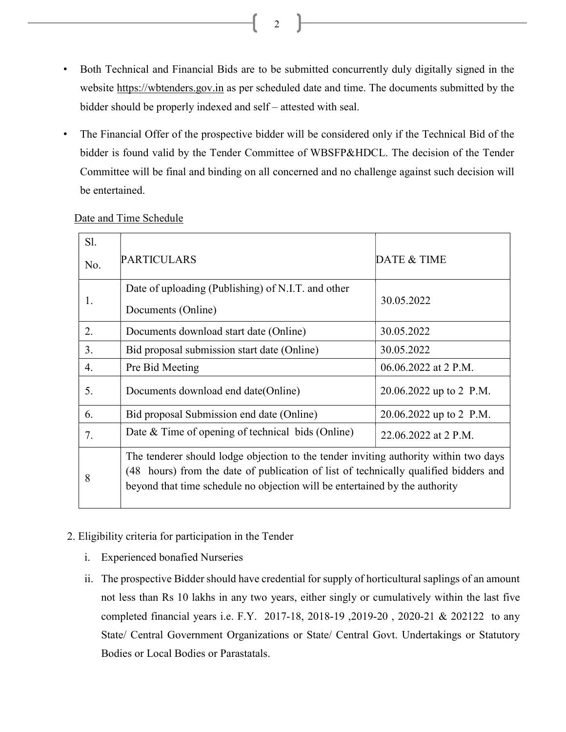- Both Technical and Financial Bids are to be submitted concurrently duly digitally signed in the website https://wbtenders.gov.in as per scheduled date and time. The documents submitted by the bidder should be properly indexed and self – attested with seal.
- The Financial Offer of the prospective bidder will be considered only if the Technical Bid of the bidder is found valid by the Tender Committee of WBSFP&HDCL. The decision of the Tender Committee will be final and binding on all concerned and no challenge against such decision will be entertained.

Date and Time Schedule

| Sl. No. | PARTICULARS | DATE & TIME |
|---|---|---|
| 1. | Date of uploading (Publishing) of N.I.T. and other Documents (Online) | 30.05.2022 |
| 2. | Documents download start date (Online) | 30.05.2022 |
| 3. | Bid proposal submission start date (Online) | 30.05.2022 |
| 4. | Pre Bid Meeting | 06.06.2022 at 2 P.M. |
| 5. | Documents download end date(Online) | 20.06.2022 up to 2 P.M. |
| 6. | Bid proposal Submission end date (Online) | 20.06.2022 up to 2 P.M. |
| 7. | Date & Time of opening of technical bids (Online) | 22.06.2022 at 2 P.M. |
| 8 | The tenderer should lodge objection to the tender inviting authority within two days (48 hours) from the date of publication of list of technically qualified bidders and beyond that time schedule no objection will be entertained by the authority | |

2. Eligibility criteria for participation in the Tender

   i. Experienced bonafied Nurseries

   ii. The prospective Bidder should have credential for supply of horticultural saplings of an amount not less than Rs 10 lakhs in any two years, either singly or cumulatively within the last five completed financial years i.e. F.Y. 2017-18, 2018-19 ,2019-20 , 2020-21 & 202122 to any State/ Central Government Organizations or State/ Central Govt. Undertakings or Statutory Bodies or Local Bodies or Parastatals.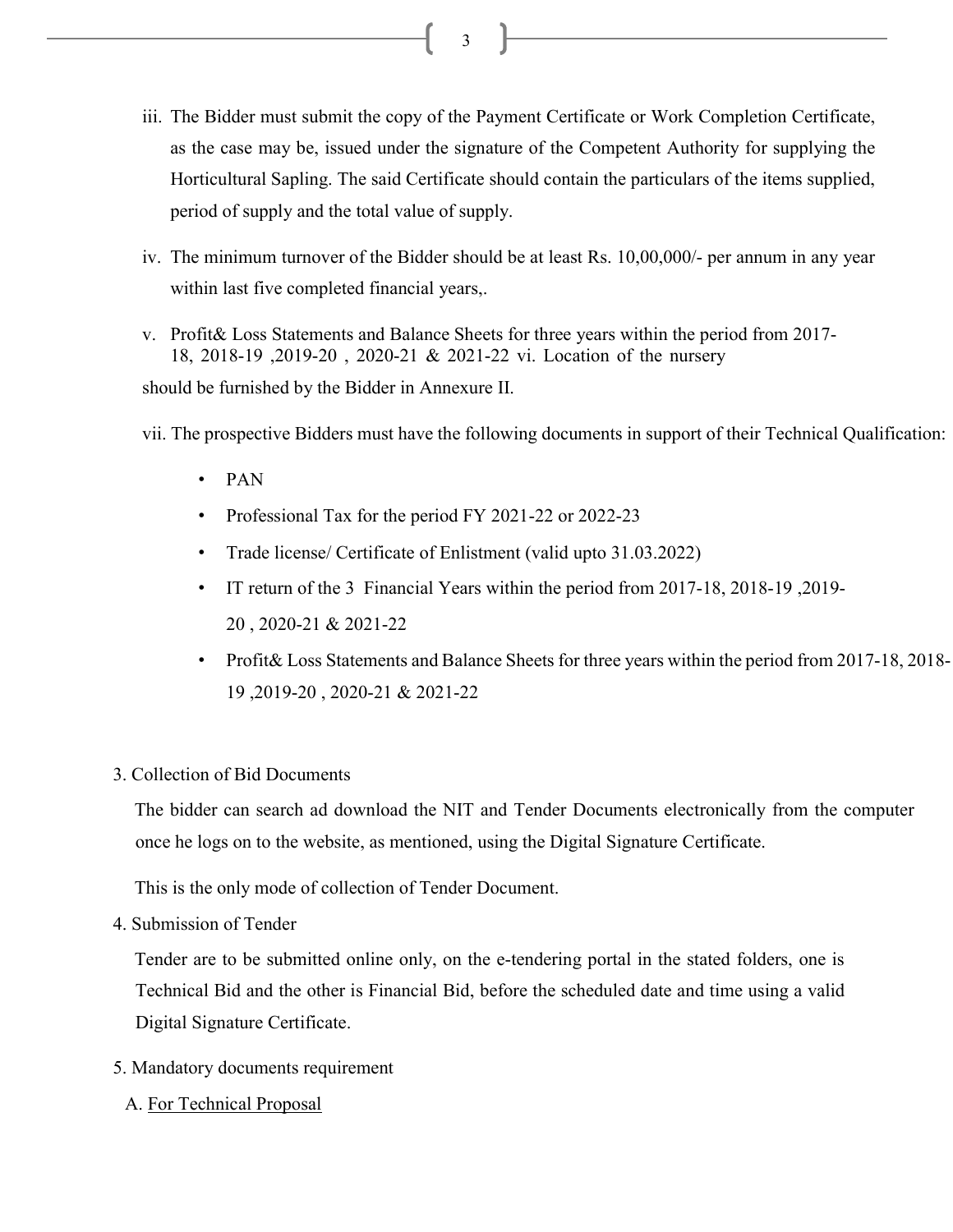iii. The Bidder must submit the copy of the Payment Certificate or Work Completion Certificate, as the case may be, issued under the signature of the Competent Authority for supplying the Horticultural Sapling. The said Certificate should contain the particulars of the items supplied, period of supply and the total value of supply.

iv. The minimum turnover of the Bidder should be at least Rs. 10,00,000/- per annum in any year within last five completed financial years,.

v. Profit& Loss Statements and Balance Sheets for three years within the period from 2017-18, 2018-19 ,2019-20 , 2020-21 & 2021-22 vi. Location of the nursery should be furnished by the Bidder in Annexure II.

vii. The prospective Bidders must have the following documents in support of their Technical Qualification:

- PAN
- Professional Tax for the period FY 2021-22 or 2022-23
- Trade license/ Certificate of Enlistment (valid upto 31.03.2022)
- IT return of the 3 Financial Years within the period from 2017-18, 2018-19 ,2019-20 , 2020-21 & 2021-22
- Profit& Loss Statements and Balance Sheets for three years within the period from 2017-18, 2018-19 ,2019-20 , 2020-21 & 2021-22

3. Collection of Bid Documents

The bidder can search ad download the NIT and Tender Documents electronically from the computer once he logs on to the website, as mentioned, using the Digital Signature Certificate.

This is the only mode of collection of Tender Document.

4. Submission of Tender

Tender are to be submitted online only, on the e-tendering portal in the stated folders, one is Technical Bid and the other is Financial Bid, before the scheduled date and time using a valid Digital Signature Certificate.

5. Mandatory documents requirement

A. For Technical Proposal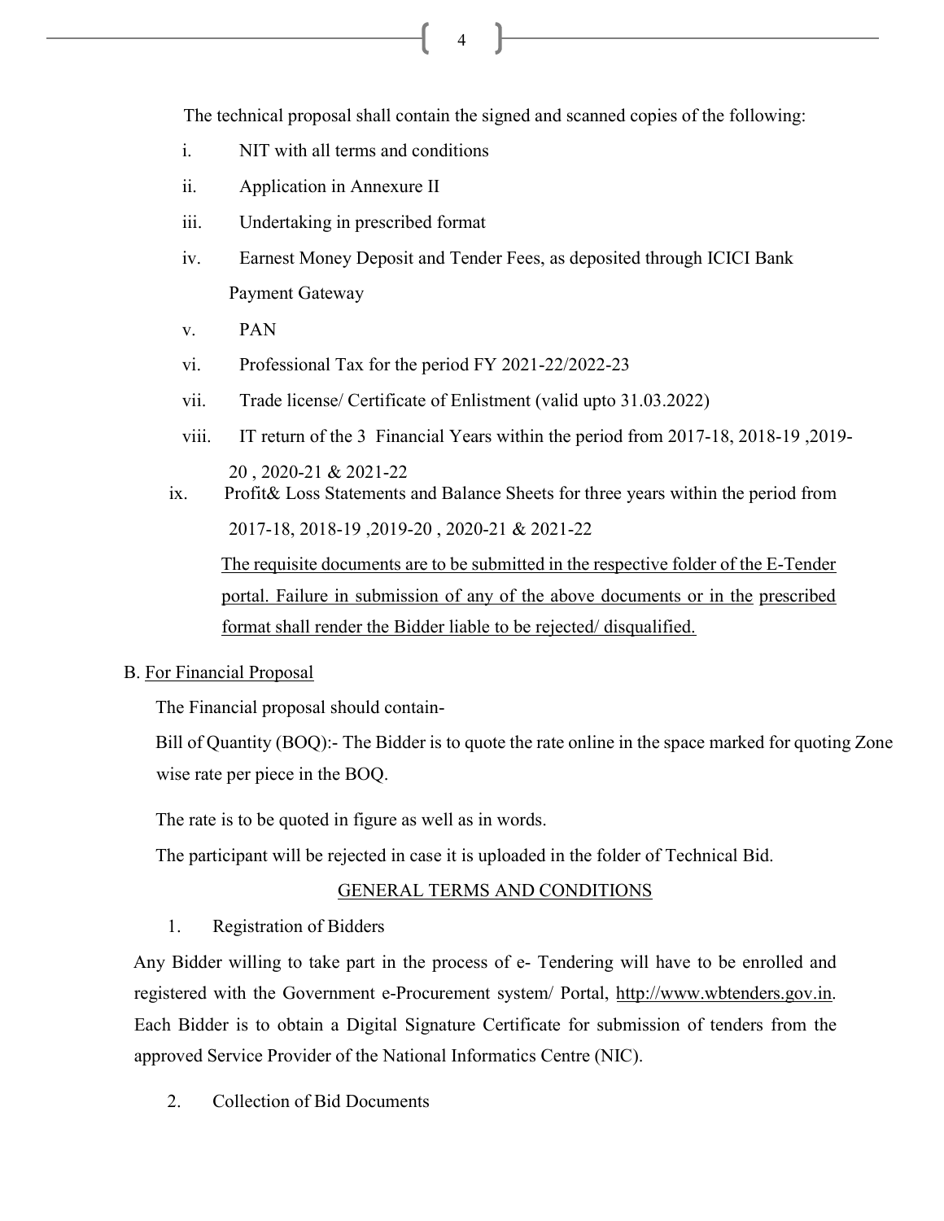The technical proposal shall contain the signed and scanned copies of the following:

i. NIT with all terms and conditions

ii. Application in Annexure II

iii. Undertaking in prescribed format

iv. Earnest Money Deposit and Tender Fees, as deposited through ICICI Bank Payment Gateway

v. PAN

vi. Professional Tax for the period FY 2021-22/2022-23

vii. Trade license/ Certificate of Enlistment (valid upto 31.03.2022)

viii. IT return of the 3 Financial Years within the period from 2017-18, 2018-19 ,2019-20 , 2020-21 & 2021-22

ix. Profit& Loss Statements and Balance Sheets for three years within the period from 2017-18, 2018-19 ,2019-20 , 2020-21 & 2021-22

<u>The requisite documents are to be submitted in the respective folder of the E-Tender portal. Failure in submission of any of the above documents or in the prescribed format shall render the Bidder liable to be rejected/ disqualified.</u>

B. <u>For Financial Proposal</u>

The Financial proposal should contain-

Bill of Quantity (BOQ):- The Bidder is to quote the rate online in the space marked for quoting Zone wise rate per piece in the BOQ.

The rate is to be quoted in figure as well as in words.

The participant will be rejected in case it is uploaded in the folder of Technical Bid.

## <u>GENERAL TERMS AND CONDITIONS</u>

1. Registration of Bidders

Any Bidder willing to take part in the process of e- Tendering will have to be enrolled and registered with the Government e-Procurement system/ Portal, http://www.wbtenders.gov.in. Each Bidder is to obtain a Digital Signature Certificate for submission of tenders from the approved Service Provider of the National Informatics Centre (NIC).

2. Collection of Bid Documents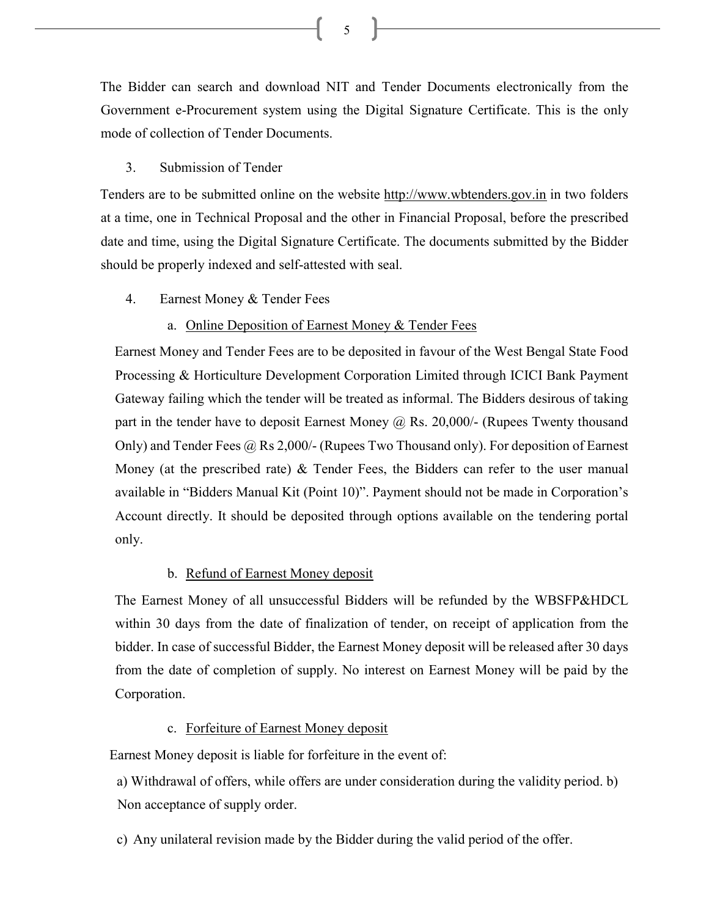The Bidder can search and download NIT and Tender Documents electronically from the Government e-Procurement system using the Digital Signature Certificate. This is the only mode of collection of Tender Documents.

3. Submission of Tender

Tenders are to be submitted online on the website http://www.wbtenders.gov.in in two folders at a time, one in Technical Proposal and the other in Financial Proposal, before the prescribed date and time, using the Digital Signature Certificate. The documents submitted by the Bidder should be properly indexed and self-attested with seal.

4. Earnest Money & Tender Fees

a. Online Deposition of Earnest Money & Tender Fees

Earnest Money and Tender Fees are to be deposited in favour of the West Bengal State Food Processing & Horticulture Development Corporation Limited through ICICI Bank Payment Gateway failing which the tender will be treated as informal. The Bidders desirous of taking part in the tender have to deposit Earnest Money @ Rs. 20,000/- (Rupees Twenty thousand Only) and Tender Fees @ Rs 2,000/- (Rupees Two Thousand only). For deposition of Earnest Money (at the prescribed rate) & Tender Fees, the Bidders can refer to the user manual available in "Bidders Manual Kit (Point 10)". Payment should not be made in Corporation's Account directly. It should be deposited through options available on the tendering portal only.

b. Refund of Earnest Money deposit

The Earnest Money of all unsuccessful Bidders will be refunded by the WBSFP&HDCL within 30 days from the date of finalization of tender, on receipt of application from the bidder. In case of successful Bidder, the Earnest Money deposit will be released after 30 days from the date of completion of supply. No interest on Earnest Money will be paid by the Corporation.

c. Forfeiture of Earnest Money deposit

Earnest Money deposit is liable for forfeiture in the event of:

a) Withdrawal of offers, while offers are under consideration during the validity period. b) Non acceptance of supply order.

c) Any unilateral revision made by the Bidder during the valid period of the offer.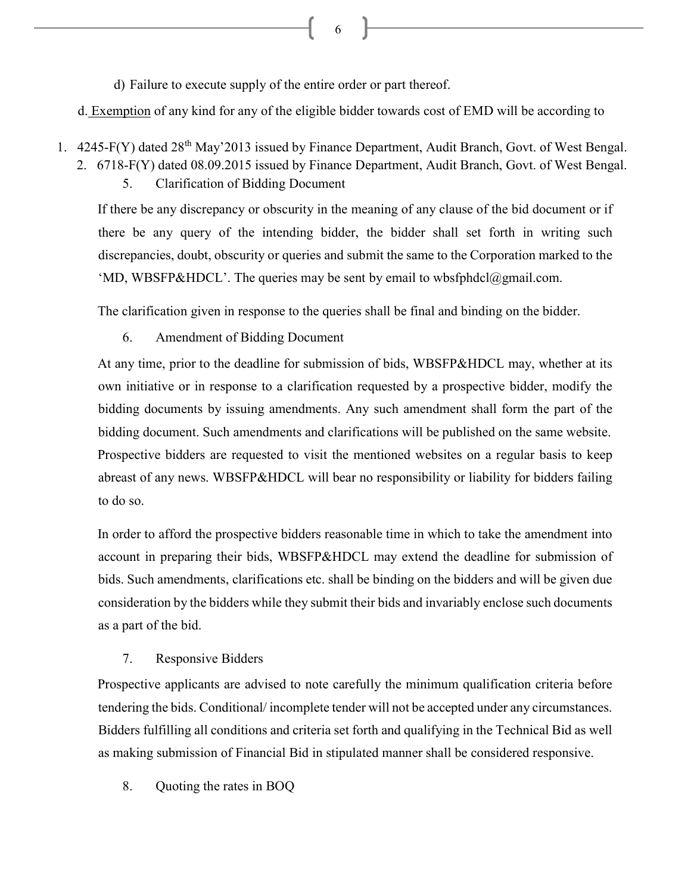d) Failure to execute supply of the entire order or part thereof.

d. Exemption of any kind for any of the eligible bidder towards cost of EMD will be according to

1. 4245-F(Y) dated 28th May'2013 issued by Finance Department, Audit Branch, Govt. of West Bengal.
2. 6718-F(Y) dated 08.09.2015 issued by Finance Department, Audit Branch, Govt. of West Bengal.

5. Clarification of Bidding Document

If there be any discrepancy or obscurity in the meaning of any clause of the bid document or if there be any query of the intending bidder, the bidder shall set forth in writing such discrepancies, doubt, obscurity or queries and submit the same to the Corporation marked to the 'MD, WBSFP&HDCL'. The queries may be sent by email to wbsfphdcl@gmail.com.

The clarification given in response to the queries shall be final and binding on the bidder.

6. Amendment of Bidding Document

At any time, prior to the deadline for submission of bids, WBSFP&HDCL may, whether at its own initiative or in response to a clarification requested by a prospective bidder, modify the bidding documents by issuing amendments. Any such amendment shall form the part of the bidding document. Such amendments and clarifications will be published on the same website. Prospective bidders are requested to visit the mentioned websites on a regular basis to keep abreast of any news. WBSFP&HDCL will bear no responsibility or liability for bidders failing to do so.

In order to afford the prospective bidders reasonable time in which to take the amendment into account in preparing their bids, WBSFP&HDCL may extend the deadline for submission of bids. Such amendments, clarifications etc. shall be binding on the bidders and will be given due consideration by the bidders while they submit their bids and invariably enclose such documents as a part of the bid.

7. Responsive Bidders

Prospective applicants are advised to note carefully the minimum qualification criteria before tendering the bids. Conditional/ incomplete tender will not be accepted under any circumstances. Bidders fulfilling all conditions and criteria set forth and qualifying in the Technical Bid as well as making submission of Financial Bid in stipulated manner shall be considered responsive.

8. Quoting the rates in BOQ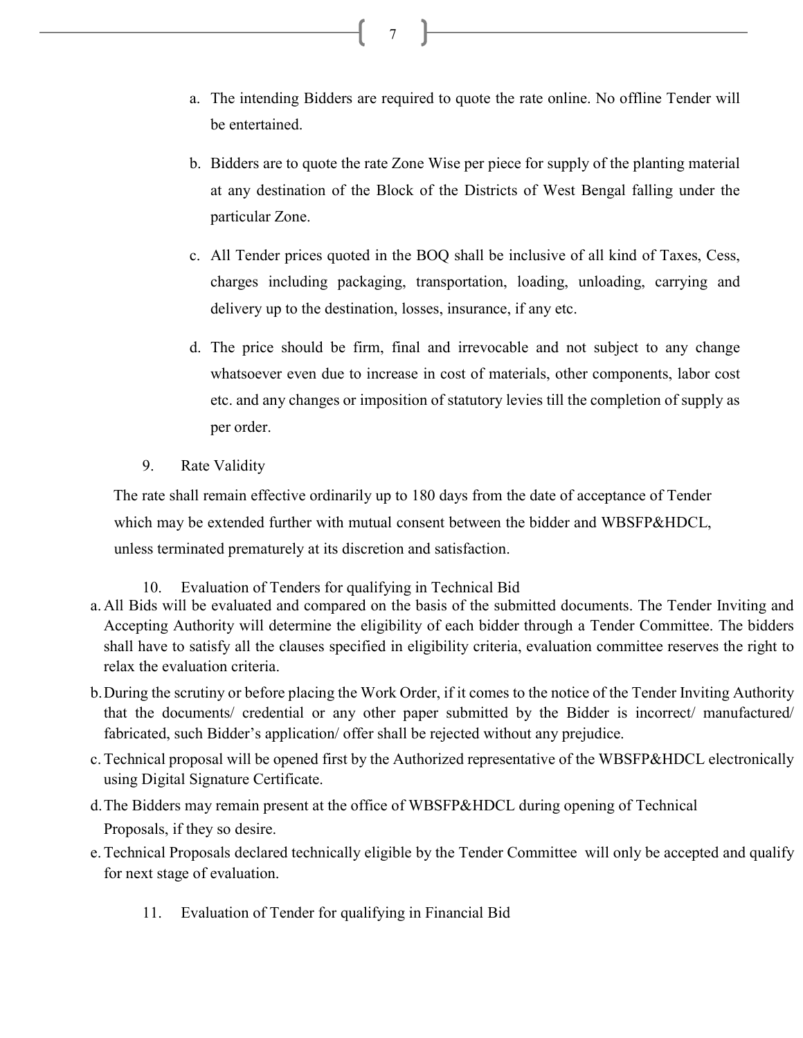a. The intending Bidders are required to quote the rate online. No offline Tender will be entertained.

b. Bidders are to quote the rate Zone Wise per piece for supply of the planting material at any destination of the Block of the Districts of West Bengal falling under the particular Zone.

c. All Tender prices quoted in the BOQ shall be inclusive of all kind of Taxes, Cess, charges including packaging, transportation, loading, unloading, carrying and delivery up to the destination, losses, insurance, if any etc.

d. The price should be firm, final and irrevocable and not subject to any change whatsoever even due to increase in cost of materials, other components, labor cost etc. and any changes or imposition of statutory levies till the completion of supply as per order.

9. Rate Validity

The rate shall remain effective ordinarily up to 180 days from the date of acceptance of Tender which may be extended further with mutual consent between the bidder and WBSFP&HDCL, unless terminated prematurely at its discretion and satisfaction.

10. Evaluation of Tenders for qualifying in Technical Bid

a. All Bids will be evaluated and compared on the basis of the submitted documents. The Tender Inviting and Accepting Authority will determine the eligibility of each bidder through a Tender Committee. The bidders shall have to satisfy all the clauses specified in eligibility criteria, evaluation committee reserves the right to relax the evaluation criteria.

b. During the scrutiny or before placing the Work Order, if it comes to the notice of the Tender Inviting Authority that the documents/ credential or any other paper submitted by the Bidder is incorrect/ manufactured/ fabricated, such Bidder's application/ offer shall be rejected without any prejudice.

c. Technical proposal will be opened first by the Authorized representative of the WBSFP&HDCL electronically using Digital Signature Certificate.

d. The Bidders may remain present at the office of WBSFP&HDCL during opening of Technical Proposals, if they so desire.

e. Technical Proposals declared technically eligible by the Tender Committee will only be accepted and qualify for next stage of evaluation.

11. Evaluation of Tender for qualifying in Financial Bid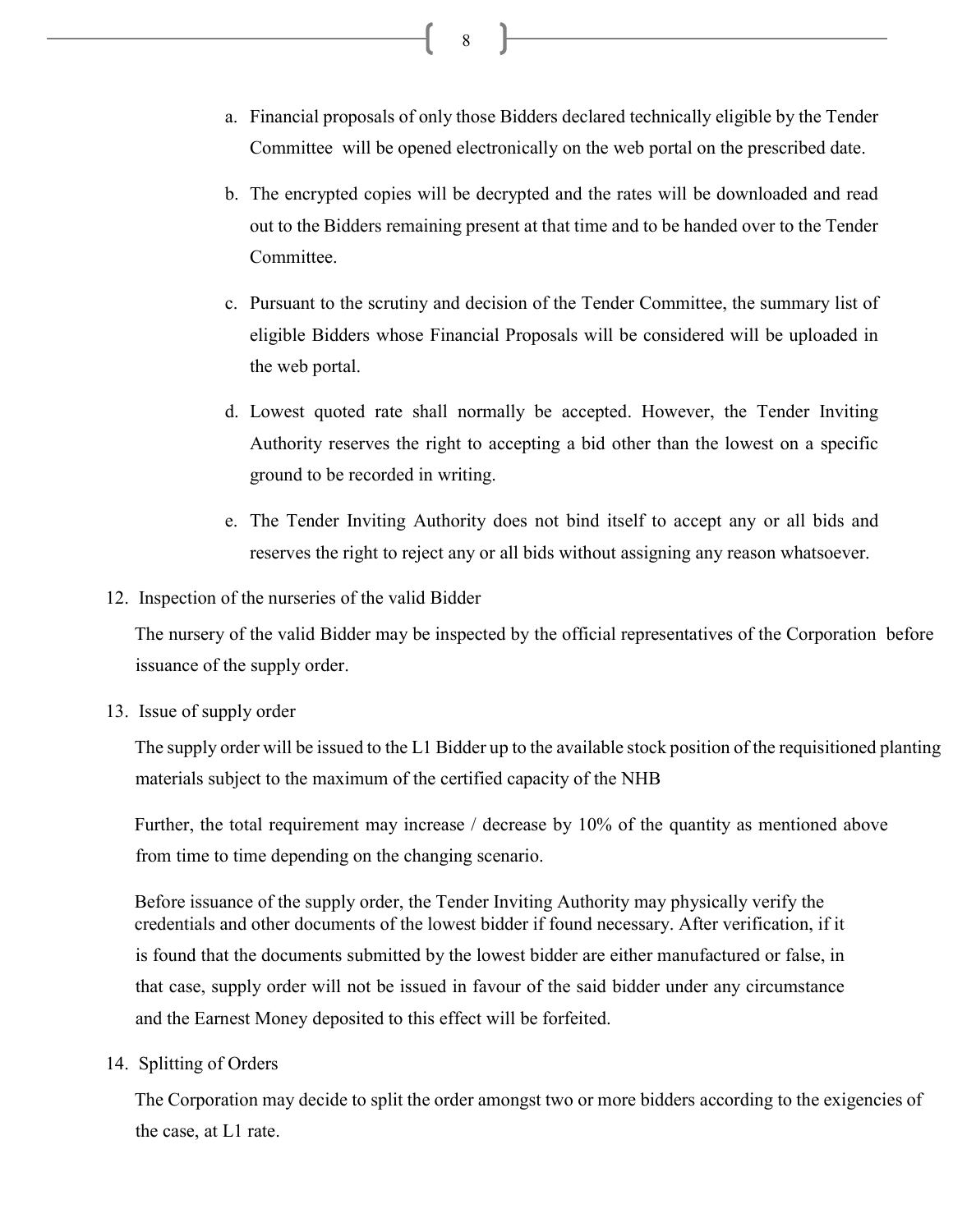a. Financial proposals of only those Bidders declared technically eligible by the Tender Committee will be opened electronically on the web portal on the prescribed date.

b. The encrypted copies will be decrypted and the rates will be downloaded and read out to the Bidders remaining present at that time and to be handed over to the Tender Committee.

c. Pursuant to the scrutiny and decision of the Tender Committee, the summary list of eligible Bidders whose Financial Proposals will be considered will be uploaded in the web portal.

d. Lowest quoted rate shall normally be accepted. However, the Tender Inviting Authority reserves the right to accepting a bid other than the lowest on a specific ground to be recorded in writing.

e. The Tender Inviting Authority does not bind itself to accept any or all bids and reserves the right to reject any or all bids without assigning any reason whatsoever.

12. Inspection of the nurseries of the valid Bidder

The nursery of the valid Bidder may be inspected by the official representatives of the Corporation before issuance of the supply order.

13. Issue of supply order

The supply order will be issued to the L1 Bidder up to the available stock position of the requisitioned planting materials subject to the maximum of the certified capacity of the NHB

Further, the total requirement may increase / decrease by 10% of the quantity as mentioned above from time to time depending on the changing scenario.

Before issuance of the supply order, the Tender Inviting Authority may physically verify the credentials and other documents of the lowest bidder if found necessary. After verification, if it is found that the documents submitted by the lowest bidder are either manufactured or false, in that case, supply order will not be issued in favour of the said bidder under any circumstance and the Earnest Money deposited to this effect will be forfeited.

14. Splitting of Orders

The Corporation may decide to split the order amongst two or more bidders according to the exigencies of the case, at L1 rate.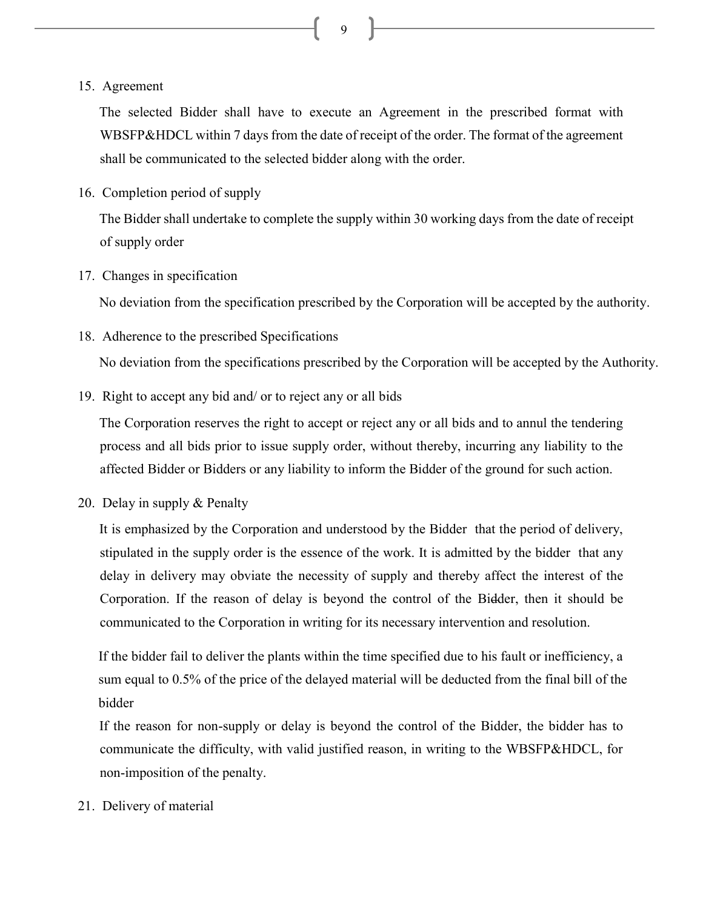15. Agreement

    The selected Bidder shall have to execute an Agreement in the prescribed format with WBSFP&HDCL within 7 days from the date of receipt of the order. The format of the agreement shall be communicated to the selected bidder along with the order.

16. Completion period of supply

    The Bidder shall undertake to complete the supply within 30 working days from the date of receipt of supply order

17. Changes in specification

    No deviation from the specification prescribed by the Corporation will be accepted by the authority.

18. Adherence to the prescribed Specifications

    No deviation from the specifications prescribed by the Corporation will be accepted by the Authority.

19. Right to accept any bid and/ or to reject any or all bids

    The Corporation reserves the right to accept or reject any or all bids and to annul the tendering process and all bids prior to issue supply order, without thereby, incurring any liability to the affected Bidder or Bidders or any liability to inform the Bidder of the ground for such action.

20. Delay in supply & Penalty

    It is emphasized by the Corporation and understood by the Bidder that the period of delivery, stipulated in the supply order is the essence of the work. It is admitted by the bidder that any delay in delivery may obviate the necessity of supply and thereby affect the interest of the Corporation. If the reason of delay is beyond the control of the Bidder, then it should be communicated to the Corporation in writing for its necessary intervention and resolution.

    If the bidder fail to deliver the plants within the time specified due to his fault or inefficiency, a sum equal to 0.5% of the price of the delayed material will be deducted from the final bill of the bidder

    If the reason for non-supply or delay is beyond the control of the Bidder, the bidder has to communicate the difficulty, with valid justified reason, in writing to the WBSFP&HDCL, for non-imposition of the penalty.

21. Delivery of material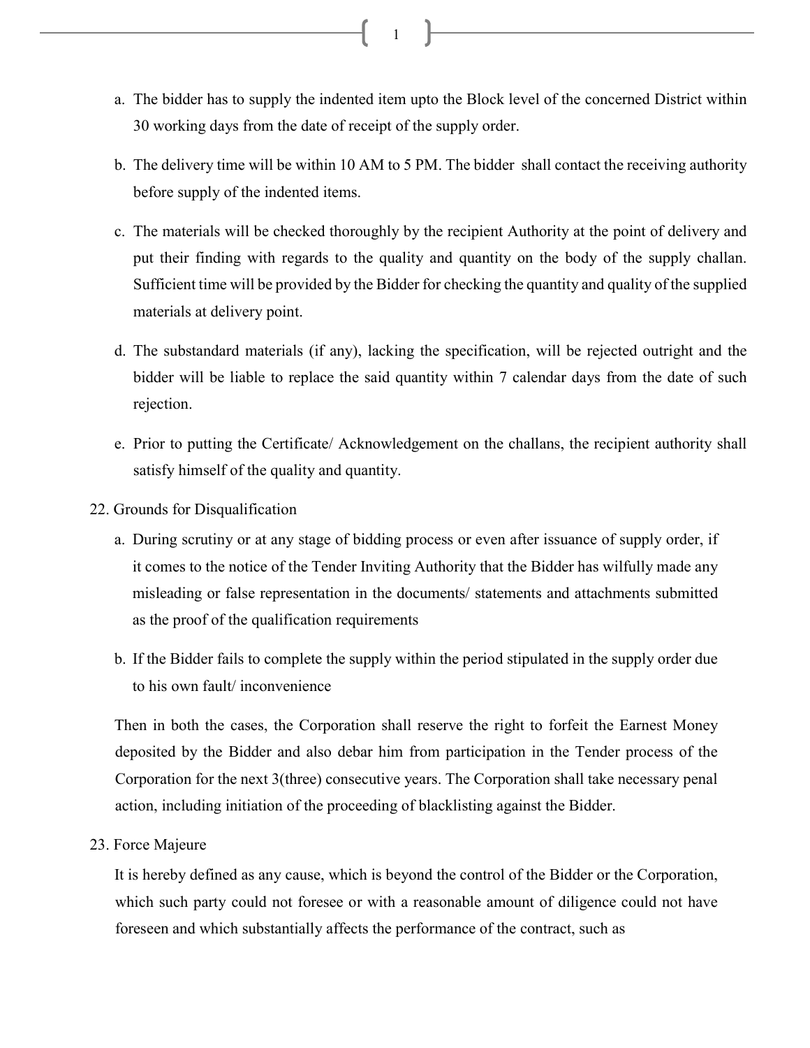a. The bidder has to supply the indented item upto the Block level of the concerned District within 30 working days from the date of receipt of the supply order.

b. The delivery time will be within 10 AM to 5 PM. The bidder shall contact the receiving authority before supply of the indented items.

c. The materials will be checked thoroughly by the recipient Authority at the point of delivery and put their finding with regards to the quality and quantity on the body of the supply challan. Sufficient time will be provided by the Bidder for checking the quantity and quality of the supplied materials at delivery point.

d. The substandard materials (if any), lacking the specification, will be rejected outright and the bidder will be liable to replace the said quantity within 7 calendar days from the date of such rejection.

e. Prior to putting the Certificate/ Acknowledgement on the challans, the recipient authority shall satisfy himself of the quality and quantity.

22. Grounds for Disqualification

a. During scrutiny or at any stage of bidding process or even after issuance of supply order, if it comes to the notice of the Tender Inviting Authority that the Bidder has wilfully made any misleading or false representation in the documents/ statements and attachments submitted as the proof of the qualification requirements

b. If the Bidder fails to complete the supply within the period stipulated in the supply order due to his own fault/ inconvenience

Then in both the cases, the Corporation shall reserve the right to forfeit the Earnest Money deposited by the Bidder and also debar him from participation in the Tender process of the Corporation for the next 3(three) consecutive years. The Corporation shall take necessary penal action, including initiation of the proceeding of blacklisting against the Bidder.

23. Force Majeure

It is hereby defined as any cause, which is beyond the control of the Bidder or the Corporation, which such party could not foresee or with a reasonable amount of diligence could not have foreseen and which substantially affects the performance of the contract, such as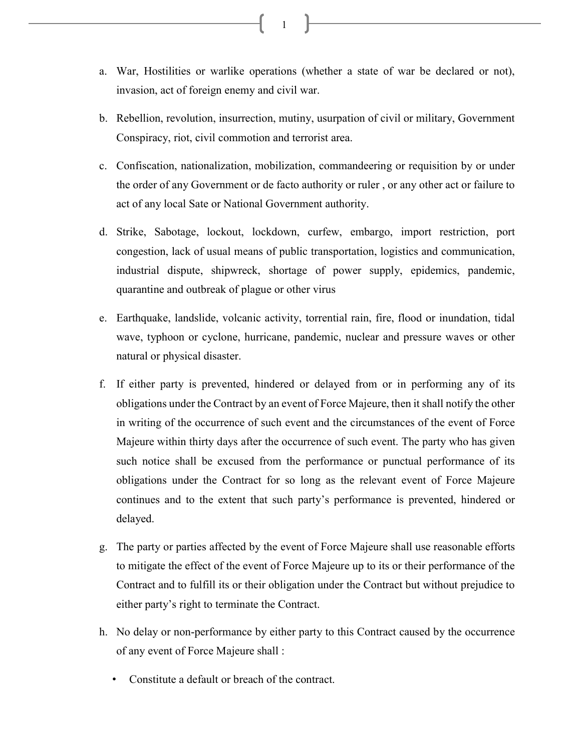a. War, Hostilities or warlike operations (whether a state of war be declared or not), invasion, act of foreign enemy and civil war.

b. Rebellion, revolution, insurrection, mutiny, usurpation of civil or military, Government Conspiracy, riot, civil commotion and terrorist area.

c. Confiscation, nationalization, mobilization, commandeering or requisition by or under the order of any Government or de facto authority or ruler , or any other act or failure to act of any local Sate or National Government authority.

d. Strike, Sabotage, lockout, lockdown, curfew, embargo, import restriction, port congestion, lack of usual means of public transportation, logistics and communication, industrial dispute, shipwreck, shortage of power supply, epidemics, pandemic, quarantine and outbreak of plague or other virus

e. Earthquake, landslide, volcanic activity, torrential rain, fire, flood or inundation, tidal wave, typhoon or cyclone, hurricane, pandemic, nuclear and pressure waves or other natural or physical disaster.

f. If either party is prevented, hindered or delayed from or in performing any of its obligations under the Contract by an event of Force Majeure, then it shall notify the other in writing of the occurrence of such event and the circumstances of the event of Force Majeure within thirty days after the occurrence of such event. The party who has given such notice shall be excused from the performance or punctual performance of its obligations under the Contract for so long as the relevant event of Force Majeure continues and to the extent that such party's performance is prevented, hindered or delayed.

g. The party or parties affected by the event of Force Majeure shall use reasonable efforts to mitigate the effect of the event of Force Majeure up to its or their performance of the Contract and to fulfill its or their obligation under the Contract but without prejudice to either party's right to terminate the Contract.

h. No delay or non-performance by either party to this Contract caused by the occurrence of any event of Force Majeure shall :

- Constitute a default or breach of the contract.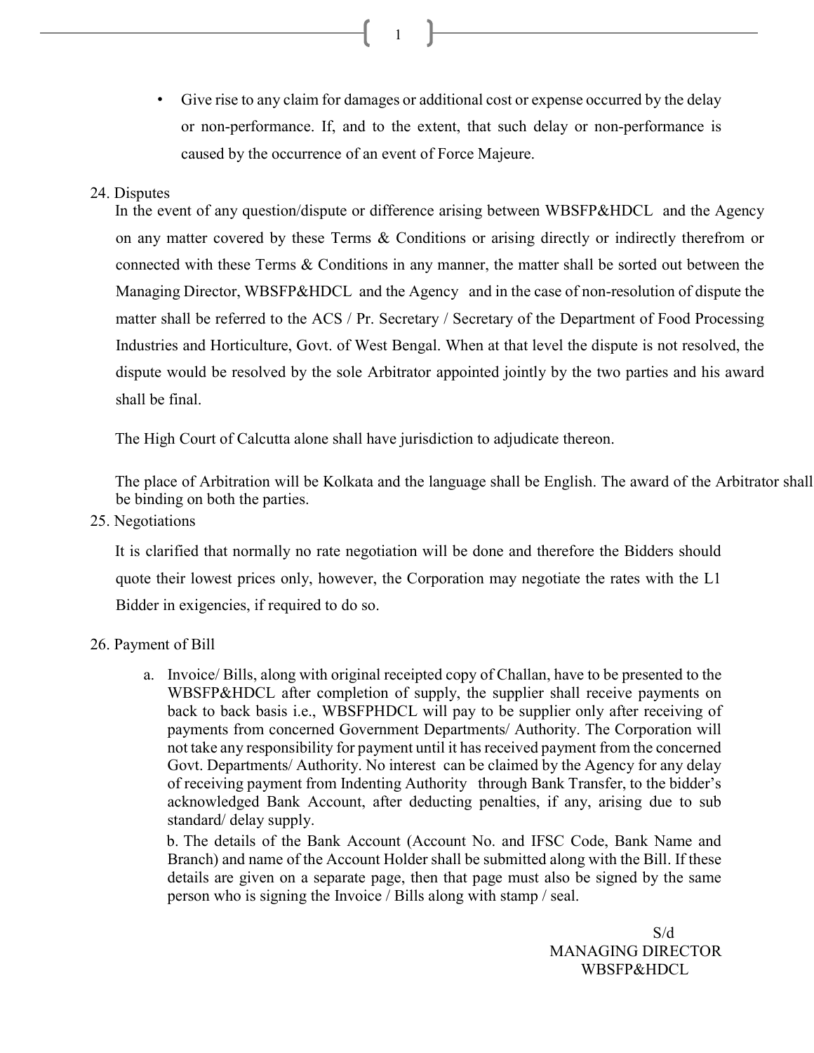- Give rise to any claim for damages or additional cost or expense occurred by the delay or non-performance. If, and to the extent, that such delay or non-performance is caused by the occurrence of an event of Force Majeure.

24. Disputes

In the event of any question/dispute or difference arising between WBSFP&HDCL and the Agency on any matter covered by these Terms & Conditions or arising directly or indirectly therefrom or connected with these Terms & Conditions in any manner, the matter shall be sorted out between the Managing Director, WBSFP&HDCL and the Agency and in the case of non-resolution of dispute the matter shall be referred to the ACS / Pr. Secretary / Secretary of the Department of Food Processing Industries and Horticulture, Govt. of West Bengal. When at that level the dispute is not resolved, the dispute would be resolved by the sole Arbitrator appointed jointly by the two parties and his award shall be final.

The High Court of Calcutta alone shall have jurisdiction to adjudicate thereon.

The place of Arbitration will be Kolkata and the language shall be English. The award of the Arbitrator shall be binding on both the parties.

25. Negotiations

It is clarified that normally no rate negotiation will be done and therefore the Bidders should quote their lowest prices only, however, the Corporation may negotiate the rates with the L1 Bidder in exigencies, if required to do so.

26. Payment of Bill

   a. Invoice/ Bills, along with original receipted copy of Challan, have to be presented to the WBSFP&HDCL after completion of supply, the supplier shall receive payments on back to back basis i.e., WBSFPHDCL will pay to be supplier only after receiving of payments from concerned Government Departments/ Authority. The Corporation will not take any responsibility for payment until it has received payment from the concerned Govt. Departments/ Authority. No interest can be claimed by the Agency for any delay of receiving payment from Indenting Authority through Bank Transfer, to the bidder's acknowledged Bank Account, after deducting penalties, if any, arising due to sub standard/ delay supply.

   b. The details of the Bank Account (Account No. and IFSC Code, Bank Name and Branch) and name of the Account Holder shall be submitted along with the Bill. If these details are given on a separate page, then that page must also be signed by the same person who is signing the Invoice / Bills along with stamp / seal.

S/d
MANAGING DIRECTOR
WBSFP&HDCL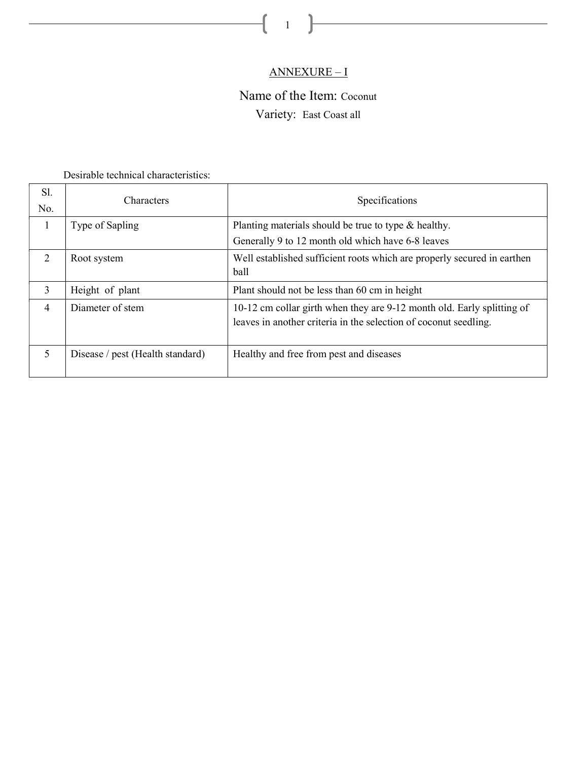ANNEXURE – I

Name of the Item: Coconut

Variety: East Coast all

Desirable technical characteristics:

| Sl. No. | Characters | Specifications |
|---|---|---|
| 1 | Type of Sapling | Planting materials should be true to type & healthy. Generally 9 to 12 month old which have 6-8 leaves |
| 2 | Root system | Well established sufficient roots which are properly secured in earthen ball |
| 3 | Height of plant | Plant should not be less than 60 cm in height |
| 4 | Diameter of stem | 10-12 cm collar girth when they are 9-12 month old. Early splitting of leaves in another criteria in the selection of coconut seedling. |
| 5 | Disease / pest (Health standard) | Healthy and free from pest and diseases |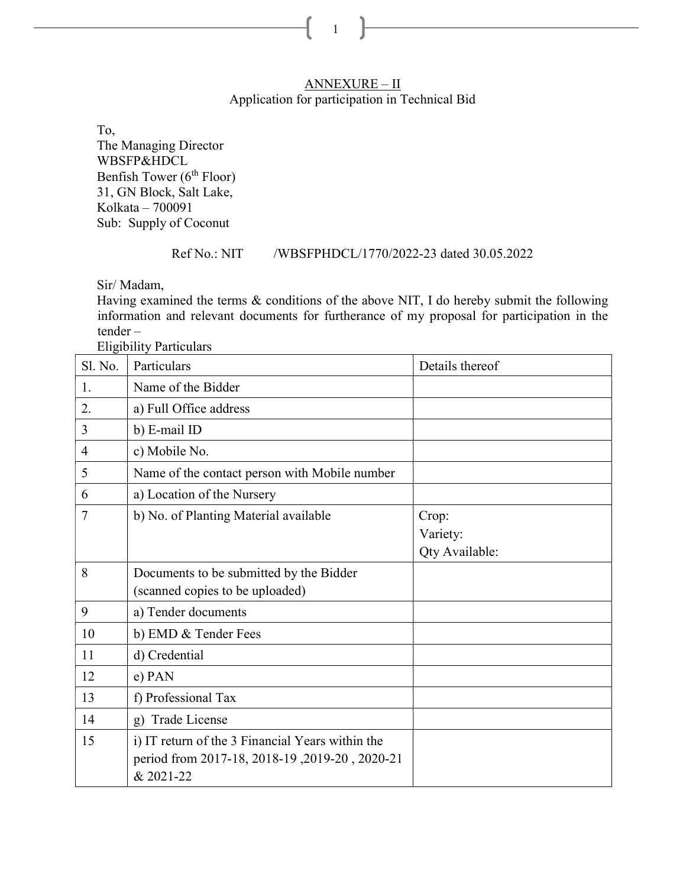## ANNEXURE – II

Application for participation in Technical Bid

To,
The Managing Director
WBSFP&HDCL
Benfish Tower (6th Floor)
31, GN Block, Salt Lake,
Kolkata – 700091
Sub: Supply of Coconut

Ref No.: NIT /WBSFPHDCL/1770/2022-23 dated 30.05.2022

Sir/ Madam,
Having examined the terms & conditions of the above NIT, I do hereby submit the following information and relevant documents for furtherance of my proposal for participation in the tender –

Eligibility Particulars

| Sl. No. | Particulars | Details thereof |
|---|---|---|
| 1. | Name of the Bidder | |
| 2. | a) Full Office address | |
| 3 | b) E-mail ID | |
| 4 | c) Mobile No. | |
| 5 | Name of the contact person with Mobile number | |
| 6 | a) Location of the Nursery | |
| 7 | b) No. of Planting Material available | Crop:<br>Variety:<br>Qty Available: |
| 8 | Documents to be submitted by the Bidder (scanned copies to be uploaded) | |
| 9 | a) Tender documents | |
| 10 | b) EMD & Tender Fees | |
| 11 | d) Credential | |
| 12 | e) PAN | |
| 13 | f) Professional Tax | |
| 14 | g) Trade License | |
| 15 | i) IT return of the 3 Financial Years within the period from 2017-18, 2018-19 ,2019-20 , 2020-21 & 2021-22 | |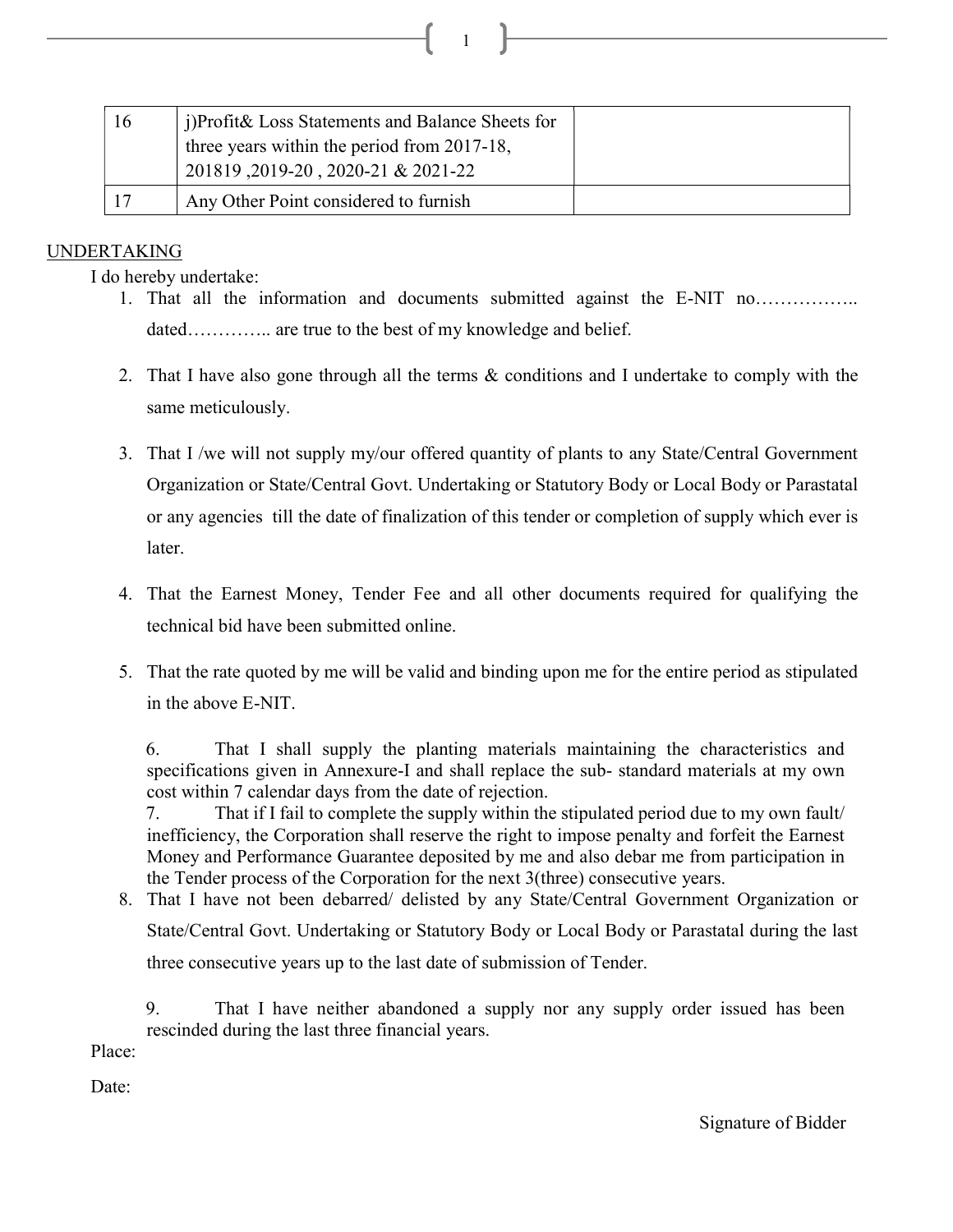| | | |
|---|---|---|
| 16 | j)Profit& Loss Statements and Balance Sheets for three years within the period from 2017-18, 201819 ,2019-20 , 2020-21 & 2021-22 | |
| 17 | Any Other Point considered to furnish | |

UNDERTAKING

I do hereby undertake:

1. That all the information and documents submitted against the E-NIT no…………….. dated………….. are true to the best of my knowledge and belief.
2. That I have also gone through all the terms & conditions and I undertake to comply with the same meticulously.
3. That I /we will not supply my/our offered quantity of plants to any State/Central Government Organization or State/Central Govt. Undertaking or Statutory Body or Local Body or Parastatal or any agencies till the date of finalization of this tender or completion of supply which ever is later.
4. That the Earnest Money, Tender Fee and all other documents required for qualifying the technical bid have been submitted online.
5. That the rate quoted by me will be valid and binding upon me for the entire period as stipulated in the above E-NIT.
6. That I shall supply the planting materials maintaining the characteristics and specifications given in Annexure-I and shall replace the sub- standard materials at my own cost within 7 calendar days from the date of rejection.
7. That if I fail to complete the supply within the stipulated period due to my own fault/ inefficiency, the Corporation shall reserve the right to impose penalty and forfeit the Earnest Money and Performance Guarantee deposited by me and also debar me from participation in the Tender process of the Corporation for the next 3(three) consecutive years.
8. That I have not been debarred/ delisted by any State/Central Government Organization or State/Central Govt. Undertaking or Statutory Body or Local Body or Parastatal during the last three consecutive years up to the last date of submission of Tender.
9. That I have neither abandoned a supply nor any supply order issued has been rescinded during the last three financial years.

Place:

Date:

Signature of Bidder